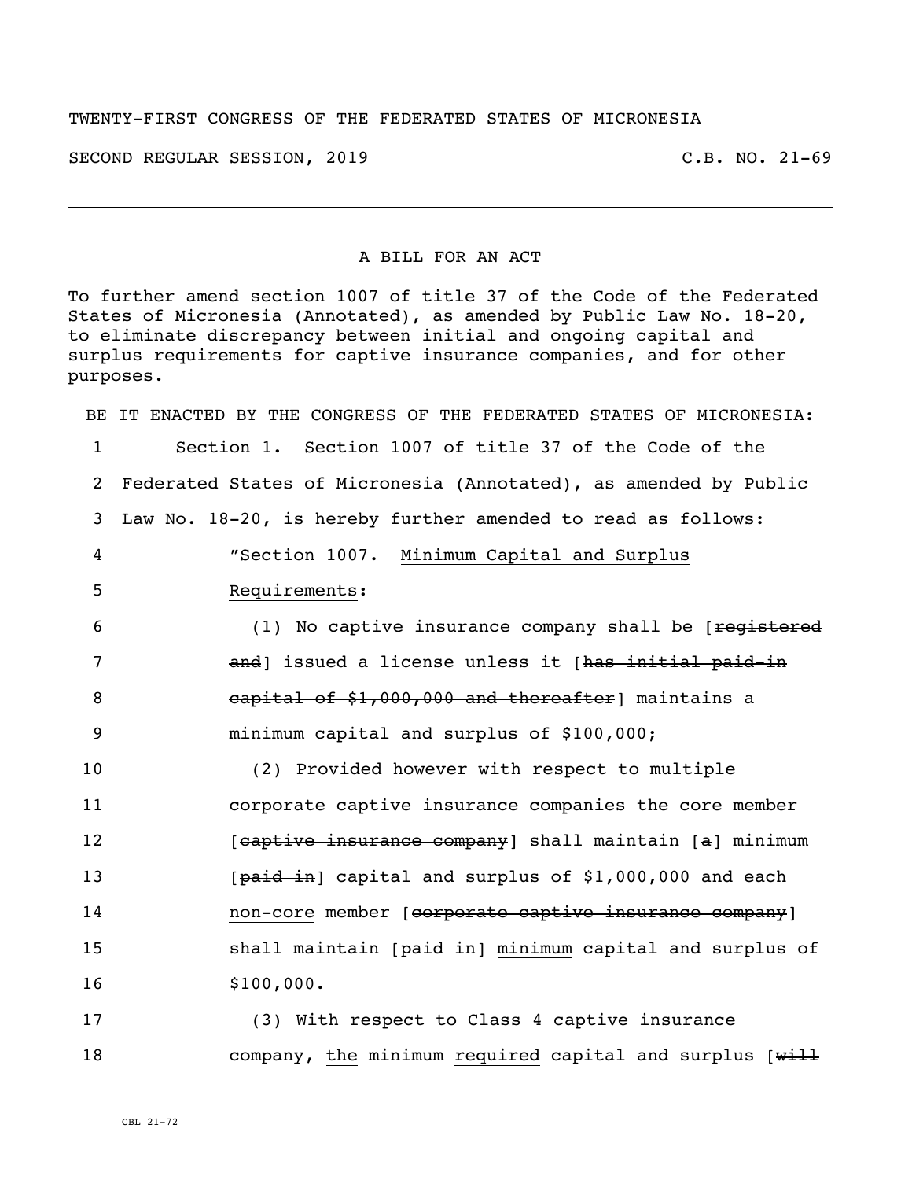TWENTY-FIRST CONGRESS OF THE FEDERATED STATES OF MICRONESIA

SECOND REGULAR SESSION, 2019 C.B. NO. 21-69

---

A BILL FOR AN ACT

To further amend section 1007 of title 37 of the Code of the Federated States of Micronesia (Annotated), as amended by Public Law No. 18-20, to eliminate discrepancy between initial and ongoing capital and surplus requirements for captive insurance companies, and for other purposes.

BE IT ENACTED BY THE CONGRESS OF THE FEDERATED STATES OF MICRONESIA:

1 Section 1. Section 1007 of title 37 of the Code of the
2 Federated States of Micronesia (Annotated), as amended by Public
3 Law No. 18-20, is hereby further amended to read as follows:
4 "Section 1007. <u>Minimum Capital and Surplus</u>
5 <u>Requirements</u>:
6 (1) No captive insurance company shall be [~~registered~~
7 ~~and~~] issued a license unless it [~~has initial paid-in~~
8 ~~capital of $1,000,000 and thereafter~~] maintains a
9 minimum capital and surplus of $100,000;
10 (2) Provided however with respect to multiple
11 corporate captive insurance companies the core member
12 [~~captive insurance company~~] shall maintain [~~a~~] minimum
13 [~~paid in~~] capital and surplus of $1,000,000 and each
14 <u>non-core</u> member [~~corporate captive insurance company~~]
15 shall maintain [~~paid in~~] <u>minimum</u> capital and surplus of
16 $100,000.
17 (3) With respect to Class 4 captive insurance
18 company, <u>the</u> minimum <u>required</u> capital and surplus [~~will~~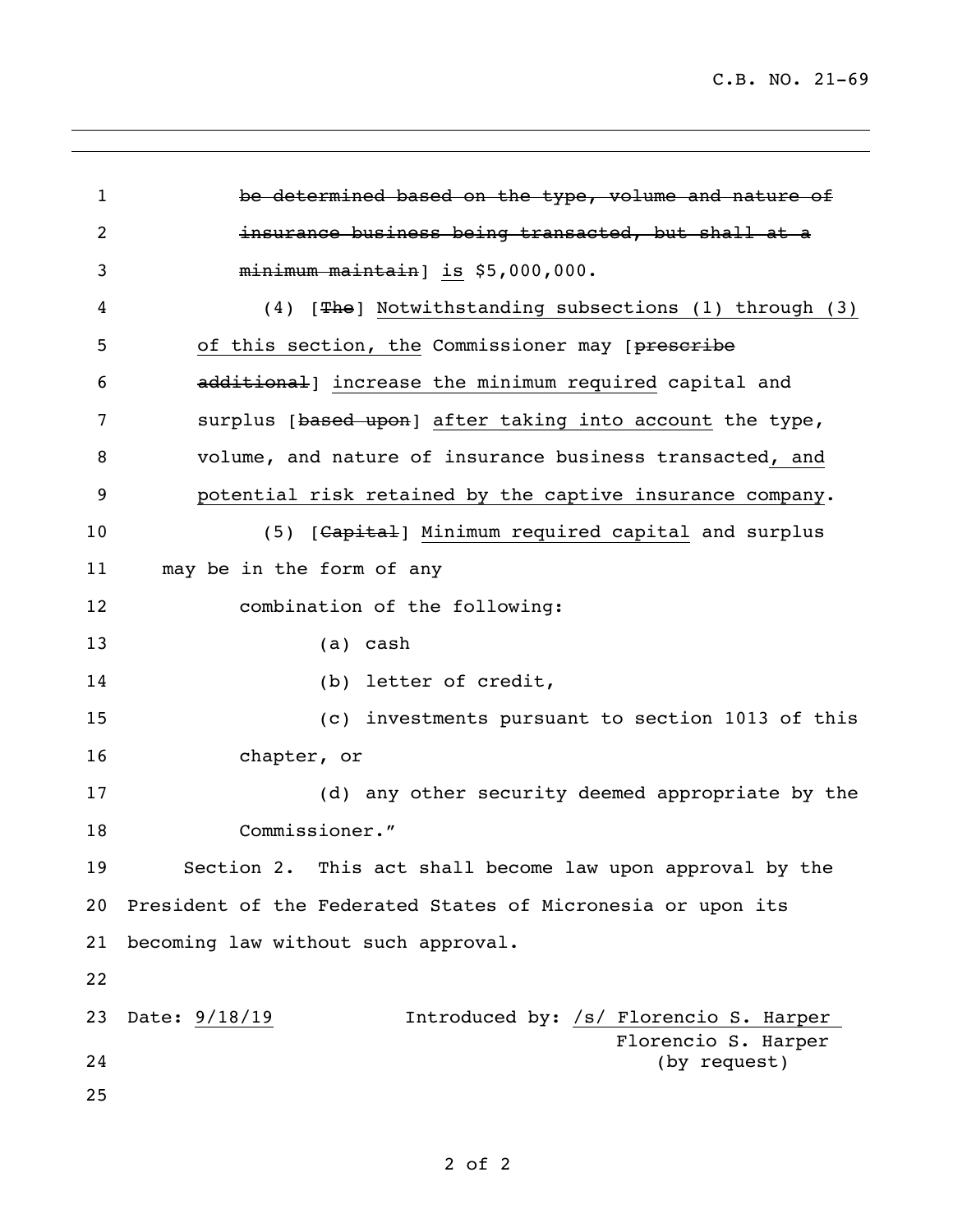be determined based on the type, volume and nature of insurance business being transacted, but shall at a minimum maintain] is $5,000,000.

(4) [The] Notwithstanding subsections (1) through (3) of this section, the Commissioner may [prescribe additional] increase the minimum required capital and surplus [based upon] after taking into account the type, volume, and nature of insurance business transacted, and potential risk retained by the captive insurance company.

(5) [Capital] Minimum required capital and surplus may be in the form of any combination of the following:

(a) cash

(b) letter of credit,

(c) investments pursuant to section 1013 of this chapter, or

(d) any other security deemed appropriate by the Commissioner."

Section 2. This act shall become law upon approval by the President of the Federated States of Micronesia or upon its becoming law without such approval.

Date: 9/18/19 Introduced by: /s/ Florencio S. Harper

Florencio S. Harper
(by request)